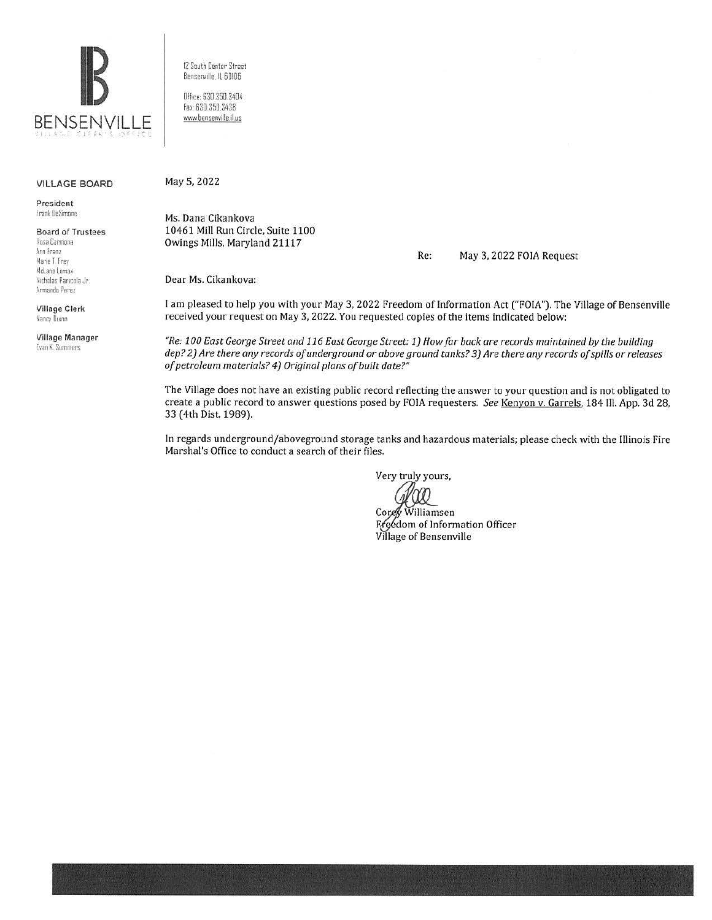**BENSENVILLE**
VILLAGE CLERK'S OFFICE

12 South Center Street
Bensenville, IL 60106

Office: 630.350.3404
Fax: 630.350.3438
www.bensenville.il.us

**VILLAGE BOARD**

**President**
Frank DeSimone

**Board of Trustees**
Rosa Carmona
Ann Franz
Marie T. Frey
McLane Lomax
Nicholas Panicola Jr.
Armando Perez

**Village Clerk**
Nancy Quinn

**Village Manager**
Evan K. Summers

May 5, 2022

Ms. Dana Cikankova
10461 Mill Run Circle, Suite 1100
Owings Mills, Maryland 21117

Re: May 3, 2022 FOIA Request

Dear Ms. Cikankova:

I am pleased to help you with your May 3, 2022 Freedom of Information Act ("FOIA"). The Village of Bensenville received your request on May 3, 2022. You requested copies of the items indicated below:

*"Re: 100 East George Street and 116 East George Street: 1) How far back are records maintained by the building dep? 2) Are there any records of underground or above ground tanks? 3) Are there any records of spills or releases of petroleum materials? 4) Original plans of built date?"*

The Village does not have an existing public record reflecting the answer to your question and is not obligated to create a public record to answer questions posed by FOIA requesters. *See* Kenyon v. Garrels, 184 Ill. App. 3d 28, 33 (4th Dist. 1989).

In regards underground/aboveground storage tanks and hazardous materials; please check with the Illinois Fire Marshal's Office to conduct a search of their files.

Very truly yours,

Corey Williamsen
Freedom of Information Officer
Village of Bensenville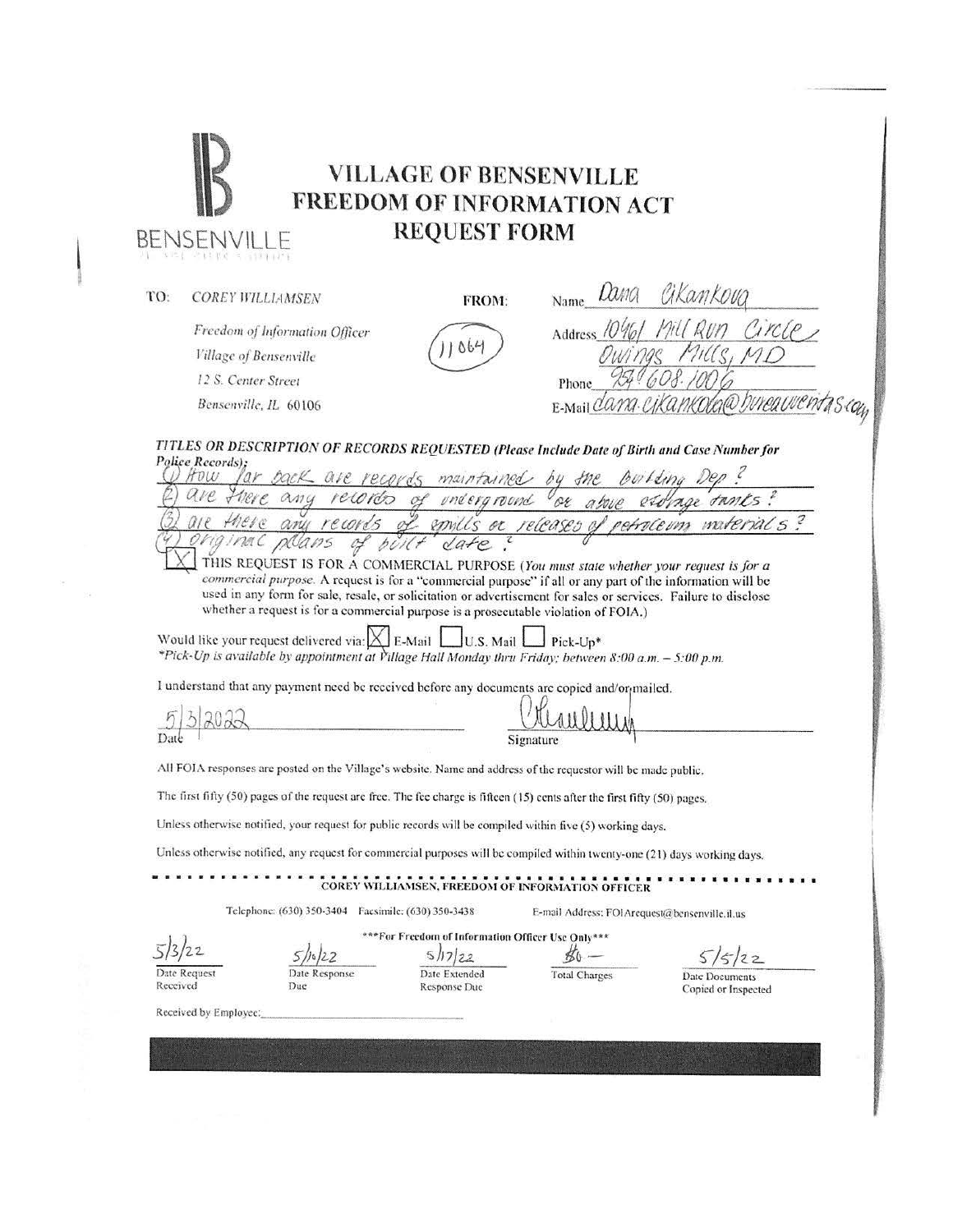# VILLAGE OF BENSENVILLE FREEDOM OF INFORMATION ACT REQUEST FORM

BENSENVILLE

TO: COREY WILLIAMSEN

Freedom of Information Officer
Village of Bensenville
12 S. Center Street
Bensenville, IL 60106

11064

FROM:

Name: Dana Cikankova

Address: 10461 Mill Run Circle, Owings Mills, MD

Phone: 954 608.1006

E-Mail: dana.cikankova@bureauveritas.com

*TITLES OR DESCRIPTION OF RECORDS REQUESTED (Please Include Date of Birth and Case Number for Police Records):*

1) How far back are records maintained by the building Dep?
2) are there any records of underground or above storage tanks?
3) are there any records of spills or releases of petroleum materials?
4) original plans of built date?

[X] THIS REQUEST IS FOR A COMMERCIAL PURPOSE (*You must state whether your request is for a commercial purpose. A request is for a "commercial purpose" if all or any part of the information will be used in any form for sale, resale, or solicitation or advertisement for sales or services. Failure to disclose whether a request is for a commercial purpose is a prosecutable violation of FOIA.*)

Would like your request delivered via: [X] E-Mail [ ] U.S. Mail [ ] Pick-Up*

**Pick-Up is available by appointment at Village Hall Monday thru Friday; between 8:00 a.m. – 5:00 p.m.*

I understand that any payment need be received before any documents are copied and/or mailed.

Date: 5/3/2022

Signature: [signature]

All FOIA responses are posted on the Village's website. Name and address of the requestor will be made public.

The first fifty (50) pages of the request are free. The fee charge is fifteen (15) cents after the first fifty (50) pages.

Unless otherwise notified, your request for public records will be compiled within five (5) working days.

Unless otherwise notified, any request for commercial purposes will be compiled within twenty-one (21) days working days.

---

COREY WILLIAMSEN, FREEDOM OF INFORMATION OFFICER

Telephone: (630) 350-3404 Facsimile: (630) 350-3438 E-mail Address: FOIArequest@bensenville.il.us

***For Freedom of Information Officer Use Only***

| 5/3/22 | 5/10/22 | 5/17/22 | $0 — | 5/5/22 |
|---|---|---|---|---|
| Date Request Received | Date Response Due | Date Extended Response Due | Total Charges | Date Documents Copied or Inspected |

Received by Employee: ______________________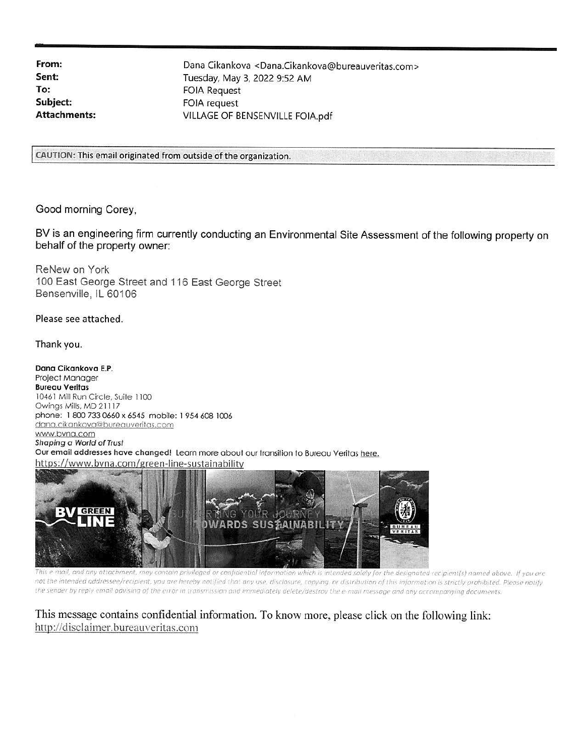| | |
|---|---|
| **From:** | Dana Cikankova <Dana.Cikankova@bureauveritas.com> |
| **Sent:** | Tuesday, May 3, 2022 9:52 AM |
| **To:** | FOIA Request |
| **Subject:** | FOIA request |
| **Attachments:** | VILLAGE OF BENSENVILLE FOIA.pdf |

**CAUTION:** This email originated from outside of the organization.

Good morning Corey,

BV is an engineering firm currently conducting an Environmental Site Assessment of the following property on behalf of the property owner:

ReNew on York
100 East George Street and 116 East George Street
Bensenville, IL 60106

Please see attached.

Thank you.

**Dana Cikankova E.P.**
Project Manager
**Bureau Veritas**
10461 Mill Run Circle, Suite 1100
Owings Mills, MD 21117
phone: 1 800 733 0660 x 6545 mobile: 1 954 608 1006
dana.cikankova@bureauveritas.com
www.bvna.com
***Shaping a World of Trust***
**Our email addresses have changed!** Learn more about our transition to Bureau Veritas here.
https://www.bvna.com/green-line-sustainability

BV GREEN LINE SUPPORTING YOUR JOURNEY TOWARDS SUSTAINABILITY BUREAU VERITAS

*This e-mail, and any attachment, may contain privileged or confidential information which is intended solely for the designated recipient(s) named above. If you are not the intended addressee/recipient, you are hereby notified that any use, disclosure, copying, or distribution of this information is strictly prohibited. Please notify the sender by reply email advising of the error in transmission and immediately delete/destroy the e-mail message and any accompanying documents.*

This message contains confidential information. To know more, please click on the following link: http://disclaimer.bureauveritas.com